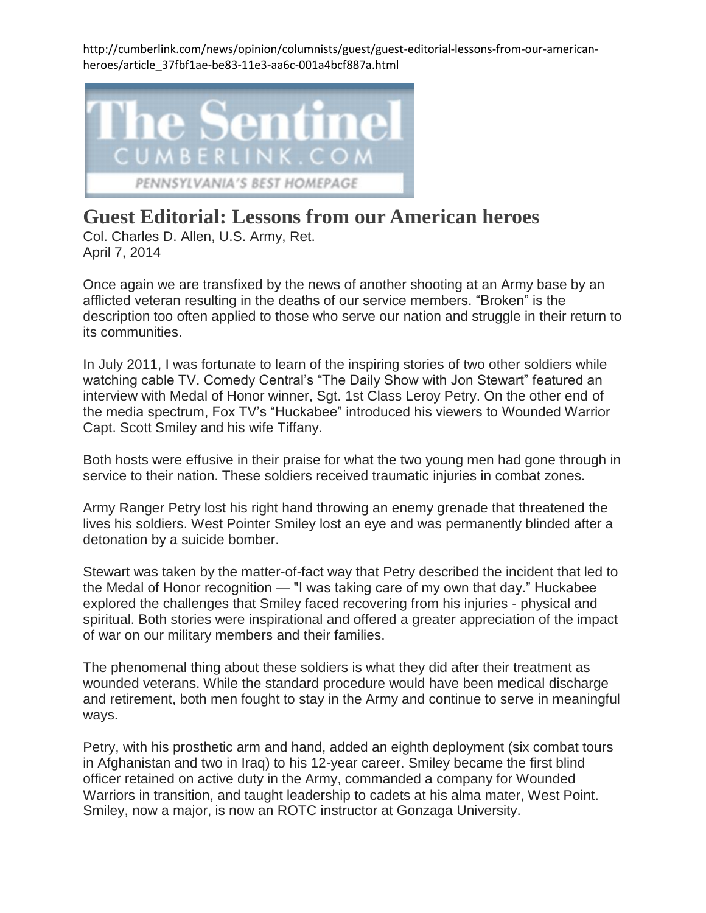http://cumberlink.com/news/opinion/columnists/guest/guest-editorial-lessons-from-our-american-heroes/article_37fbf1ae-be83-11e3-aa6c-001a4bcf887a.html

The Sentinel
CUMBERLINK.COM
PENNSYLVANIA'S BEST HOMEPAGE

# Guest Editorial: Lessons from our American heroes

Col. Charles D. Allen, U.S. Army, Ret.
April 7, 2014

Once again we are transfixed by the news of another shooting at an Army base by an afflicted veteran resulting in the deaths of our service members. "Broken" is the description too often applied to those who serve our nation and struggle in their return to its communities.

In July 2011, I was fortunate to learn of the inspiring stories of two other soldiers while watching cable TV. Comedy Central's "The Daily Show with Jon Stewart" featured an interview with Medal of Honor winner, Sgt. 1st Class Leroy Petry. On the other end of the media spectrum, Fox TV's "Huckabee" introduced his viewers to Wounded Warrior Capt. Scott Smiley and his wife Tiffany.

Both hosts were effusive in their praise for what the two young men had gone through in service to their nation. These soldiers received traumatic injuries in combat zones.

Army Ranger Petry lost his right hand throwing an enemy grenade that threatened the lives his soldiers. West Pointer Smiley lost an eye and was permanently blinded after a detonation by a suicide bomber.

Stewart was taken by the matter-of-fact way that Petry described the incident that led to the Medal of Honor recognition — "I was taking care of my own that day." Huckabee explored the challenges that Smiley faced recovering from his injuries - physical and spiritual. Both stories were inspirational and offered a greater appreciation of the impact of war on our military members and their families.

The phenomenal thing about these soldiers is what they did after their treatment as wounded veterans. While the standard procedure would have been medical discharge and retirement, both men fought to stay in the Army and continue to serve in meaningful ways.

Petry, with his prosthetic arm and hand, added an eighth deployment (six combat tours in Afghanistan and two in Iraq) to his 12-year career. Smiley became the first blind officer retained on active duty in the Army, commanded a company for Wounded Warriors in transition, and taught leadership to cadets at his alma mater, West Point. Smiley, now a major, is now an ROTC instructor at Gonzaga University.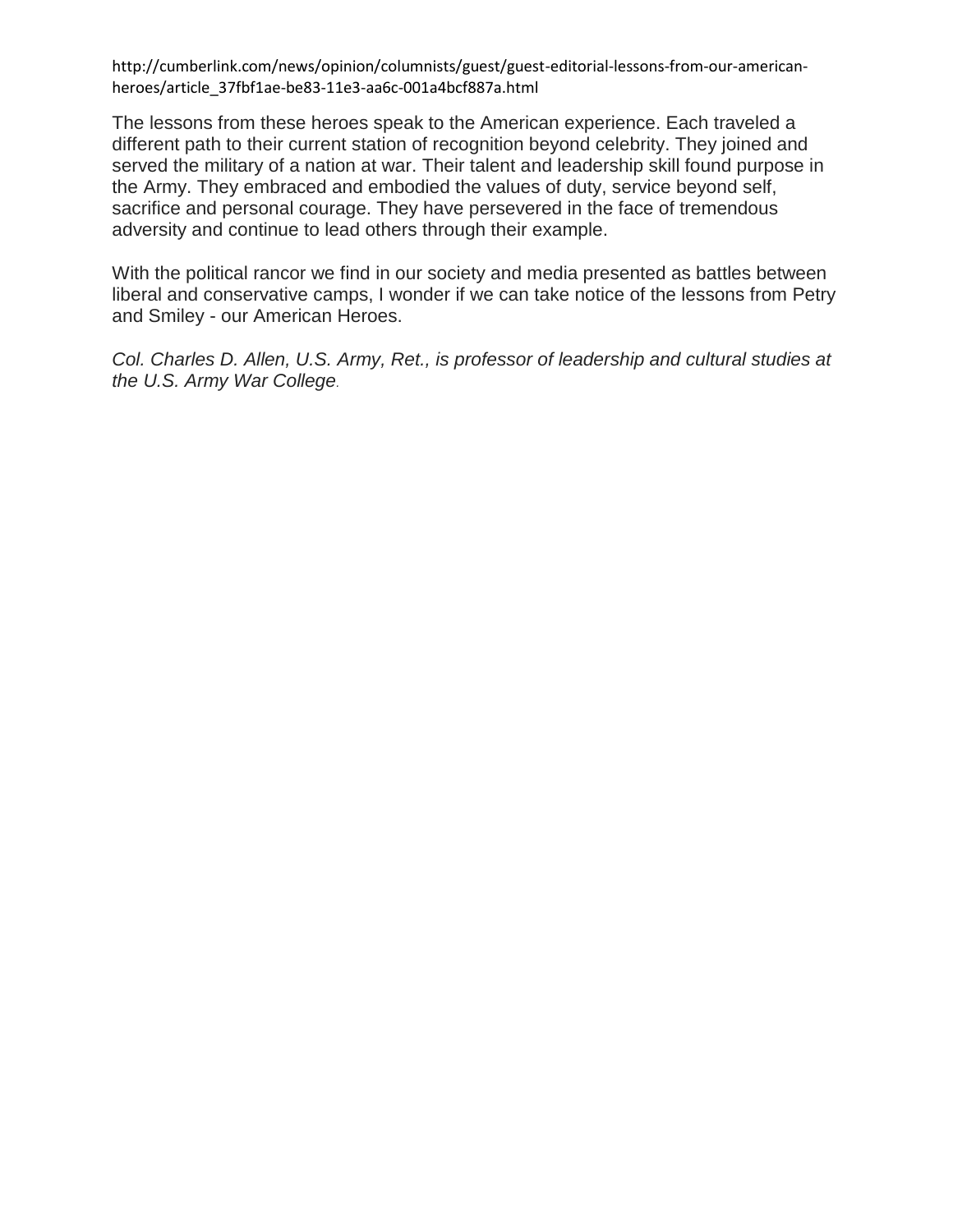http://cumberlink.com/news/opinion/columnists/guest/guest-editorial-lessons-from-our-american-heroes/article_37fbf1ae-be83-11e3-aa6c-001a4bcf887a.html

The lessons from these heroes speak to the American experience. Each traveled a different path to their current station of recognition beyond celebrity. They joined and served the military of a nation at war. Their talent and leadership skill found purpose in the Army. They embraced and embodied the values of duty, service beyond self, sacrifice and personal courage. They have persevered in the face of tremendous adversity and continue to lead others through their example.

With the political rancor we find in our society and media presented as battles between liberal and conservative camps, I wonder if we can take notice of the lessons from Petry and Smiley - our American Heroes.

*Col. Charles D. Allen, U.S. Army, Ret., is professor of leadership and cultural studies at the U.S. Army War College.*